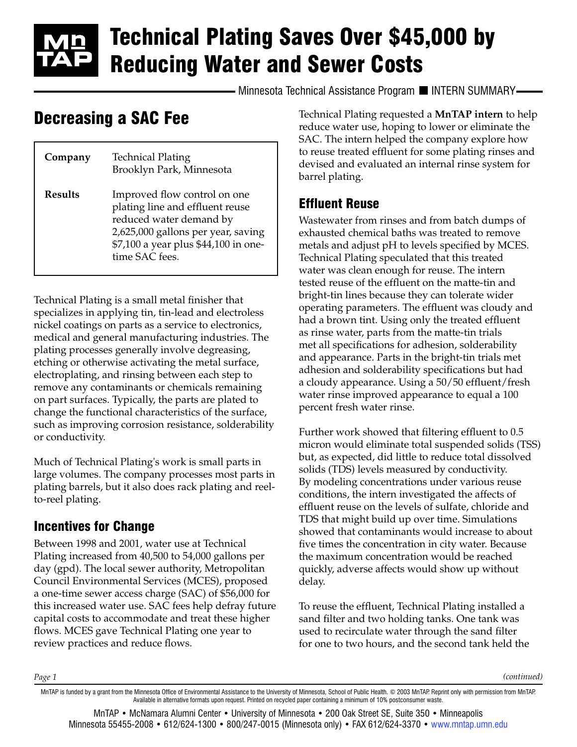# Technical Plating Saves Over $45,000 by Reducing Water and Sewer Costs

Minnesota Technical Assistance Program ■ INTERN SUMMARY

## Decreasing a SAC Fee

| | |
|---|---|
| **Company** | Technical Plating<br>Brooklyn Park, Minnesota |
| **Results** | Improved flow control on one plating line and effluent reuse reduced water demand by 2,625,000 gallons per year, saving $7,100 a year plus $44,100 in one-time SAC fees. |

Technical Plating is a small metal finisher that specializes in applying tin, tin-lead and electroless nickel coatings on parts as a service to electronics, medical and general manufacturing industries. The plating processes generally involve degreasing, etching or otherwise activating the metal surface, electroplating, and rinsing between each step to remove any contaminants or chemicals remaining on part surfaces. Typically, the parts are plated to change the functional characteristics of the surface, such as improving corrosion resistance, solderability or conductivity.

Much of Technical Plating's work is small parts in large volumes. The company processes most parts in plating barrels, but it also does rack plating and reel-to-reel plating.

### Incentives for Change

Between 1998 and 2001, water use at Technical Plating increased from 40,500 to 54,000 gallons per day (gpd). The local sewer authority, Metropolitan Council Environmental Services (MCES), proposed a one-time sewer access charge (SAC) of $56,000 for this increased water use. SAC fees help defray future capital costs to accommodate and treat these higher flows. MCES gave Technical Plating one year to review practices and reduce flows.

Technical Plating requested a **MnTAP intern** to help reduce water use, hoping to lower or eliminate the SAC. The intern helped the company explore how to reuse treated effluent for some plating rinses and devised and evaluated an internal rinse system for barrel plating.

### Effluent Reuse

Wastewater from rinses and from batch dumps of exhausted chemical baths was treated to remove metals and adjust pH to levels specified by MCES. Technical Plating speculated that this treated water was clean enough for reuse. The intern tested reuse of the effluent on the matte-tin and bright-tin lines because they can tolerate wider operating parameters. The effluent was cloudy and had a brown tint. Using only the treated effluent as rinse water, parts from the matte-tin trials met all specifications for adhesion, solderability and appearance. Parts in the bright-tin trials met adhesion and solderability specifications but had a cloudy appearance. Using a 50/50 effluent/fresh water rinse improved appearance to equal a 100 percent fresh water rinse.

Further work showed that filtering effluent to 0.5 micron would eliminate total suspended solids (TSS) but, as expected, did little to reduce total dissolved solids (TDS) levels measured by conductivity. By modeling concentrations under various reuse conditions, the intern investigated the affects of effluent reuse on the levels of sulfate, chloride and TDS that might build up over time. Simulations showed that contaminants would increase to about five times the concentration in city water. Because the maximum concentration would be reached quickly, adverse affects would show up without delay.

To reuse the effluent, Technical Plating installed a sand filter and two holding tanks. One tank was used to recirculate water through the sand filter for one to two hours, and the second tank held the

*(continued)*

MnTAP is funded by a grant from the Minnesota Office of Environmental Assistance to the University of Minnesota, School of Public Health. © 2003 MnTAP. Reprint only with permission from MnTAP. Available in alternative formats upon request. Printed on recycled paper containing a minimum of 10% postconsumer waste.

MnTAP • McNamara Alumni Center • University of Minnesota • 200 Oak Street SE, Suite 350 • Minneapolis Minnesota 55455-2008 • 612/624-1300 • 800/247-0015 (Minnesota only) • FAX 612/624-3370 • www.mntap.umn.edu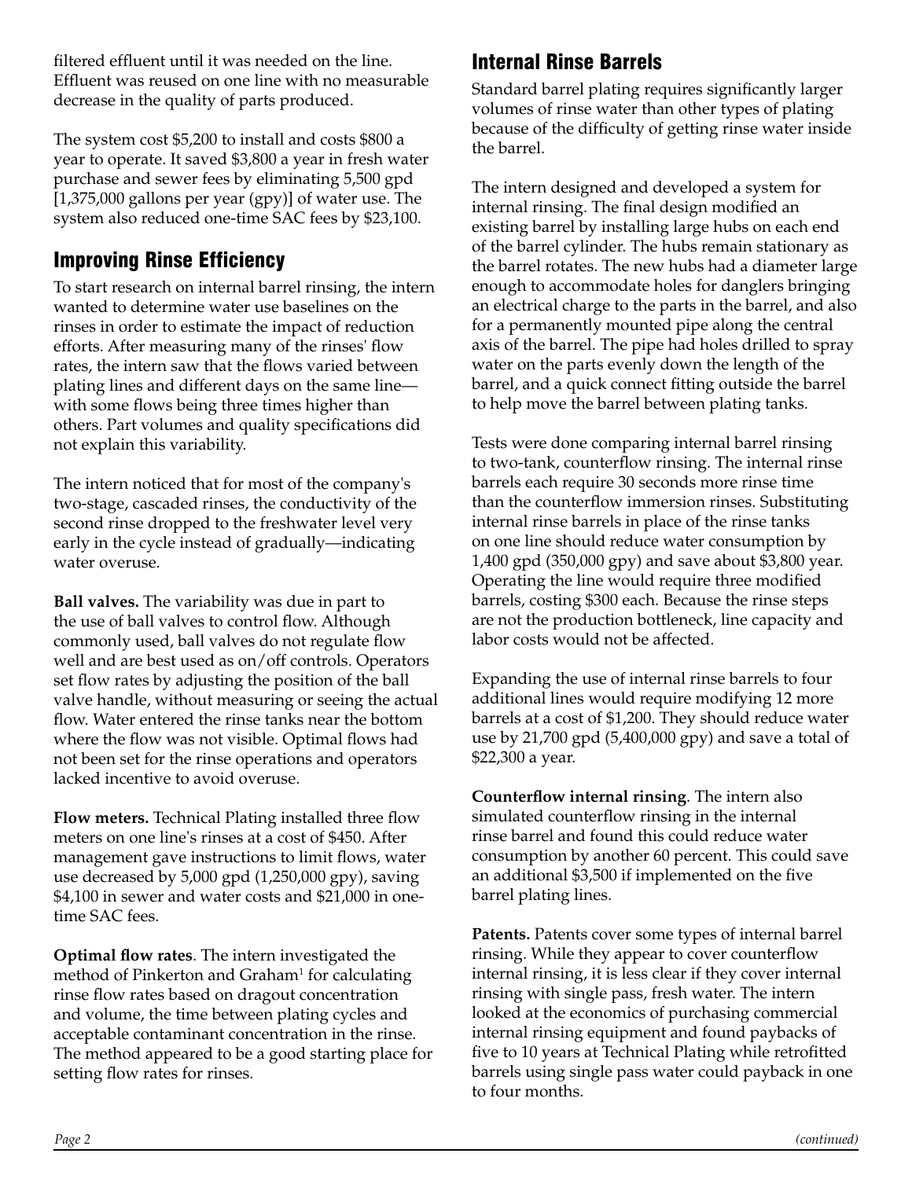filtered effluent until it was needed on the line. Effluent was reused on one line with no measurable decrease in the quality of parts produced.

The system cost $5,200 to install and costs $800 a year to operate. It saved $3,800 a year in fresh water purchase and sewer fees by eliminating 5,500 gpd [1,375,000 gallons per year (gpy)] of water use. The system also reduced one-time SAC fees by $23,100.

## Improving Rinse Efficiency

To start research on internal barrel rinsing, the intern wanted to determine water use baselines on the rinses in order to estimate the impact of reduction efforts. After measuring many of the rinses' flow rates, the intern saw that the flows varied between plating lines and different days on the same line—with some flows being three times higher than others. Part volumes and quality specifications did not explain this variability.

The intern noticed that for most of the company's two-stage, cascaded rinses, the conductivity of the second rinse dropped to the freshwater level very early in the cycle instead of gradually—indicating water overuse.

**Ball valves.** The variability was due in part to the use of ball valves to control flow. Although commonly used, ball valves do not regulate flow well and are best used as on/off controls. Operators set flow rates by adjusting the position of the ball valve handle, without measuring or seeing the actual flow. Water entered the rinse tanks near the bottom where the flow was not visible. Optimal flows had not been set for the rinse operations and operators lacked incentive to avoid overuse.

**Flow meters.** Technical Plating installed three flow meters on one line's rinses at a cost of $450. After management gave instructions to limit flows, water use decreased by 5,000 gpd (1,250,000 gpy), saving $4,100 in sewer and water costs and $21,000 in one-time SAC fees.

**Optimal flow rates**. The intern investigated the method of Pinkerton and Graham[1] for calculating rinse flow rates based on dragout concentration and volume, the time between plating cycles and acceptable contaminant concentration in the rinse. The method appeared to be a good starting place for setting flow rates for rinses.

## Internal Rinse Barrels

Standard barrel plating requires significantly larger volumes of rinse water than other types of plating because of the difficulty of getting rinse water inside the barrel.

The intern designed and developed a system for internal rinsing. The final design modified an existing barrel by installing large hubs on each end of the barrel cylinder. The hubs remain stationary as the barrel rotates. The new hubs had a diameter large enough to accommodate holes for danglers bringing an electrical charge to the parts in the barrel, and also for a permanently mounted pipe along the central axis of the barrel. The pipe had holes drilled to spray water on the parts evenly down the length of the barrel, and a quick connect fitting outside the barrel to help move the barrel between plating tanks.

Tests were done comparing internal barrel rinsing to two-tank, counterflow rinsing. The internal rinse barrels each require 30 seconds more rinse time than the counterflow immersion rinses. Substituting internal rinse barrels in place of the rinse tanks on one line should reduce water consumption by 1,400 gpd (350,000 gpy) and save about $3,800 year. Operating the line would require three modified barrels, costing $300 each. Because the rinse steps are not the production bottleneck, line capacity and labor costs would not be affected.

Expanding the use of internal rinse barrels to four additional lines would require modifying 12 more barrels at a cost of $1,200. They should reduce water use by 21,700 gpd (5,400,000 gpy) and save a total of $22,300 a year.

**Counterflow internal rinsing**. The intern also simulated counterflow rinsing in the internal rinse barrel and found this could reduce water consumption by another 60 percent. This could save an additional $3,500 if implemented on the five barrel plating lines.

**Patents.** Patents cover some types of internal barrel rinsing. While they appear to cover counterflow internal rinsing, it is less clear if they cover internal rinsing with single pass, fresh water. The intern looked at the economics of purchasing commercial internal rinsing equipment and found paybacks of five to 10 years at Technical Plating while retrofitted barrels using single pass water could payback in one to four months.

*(continued)*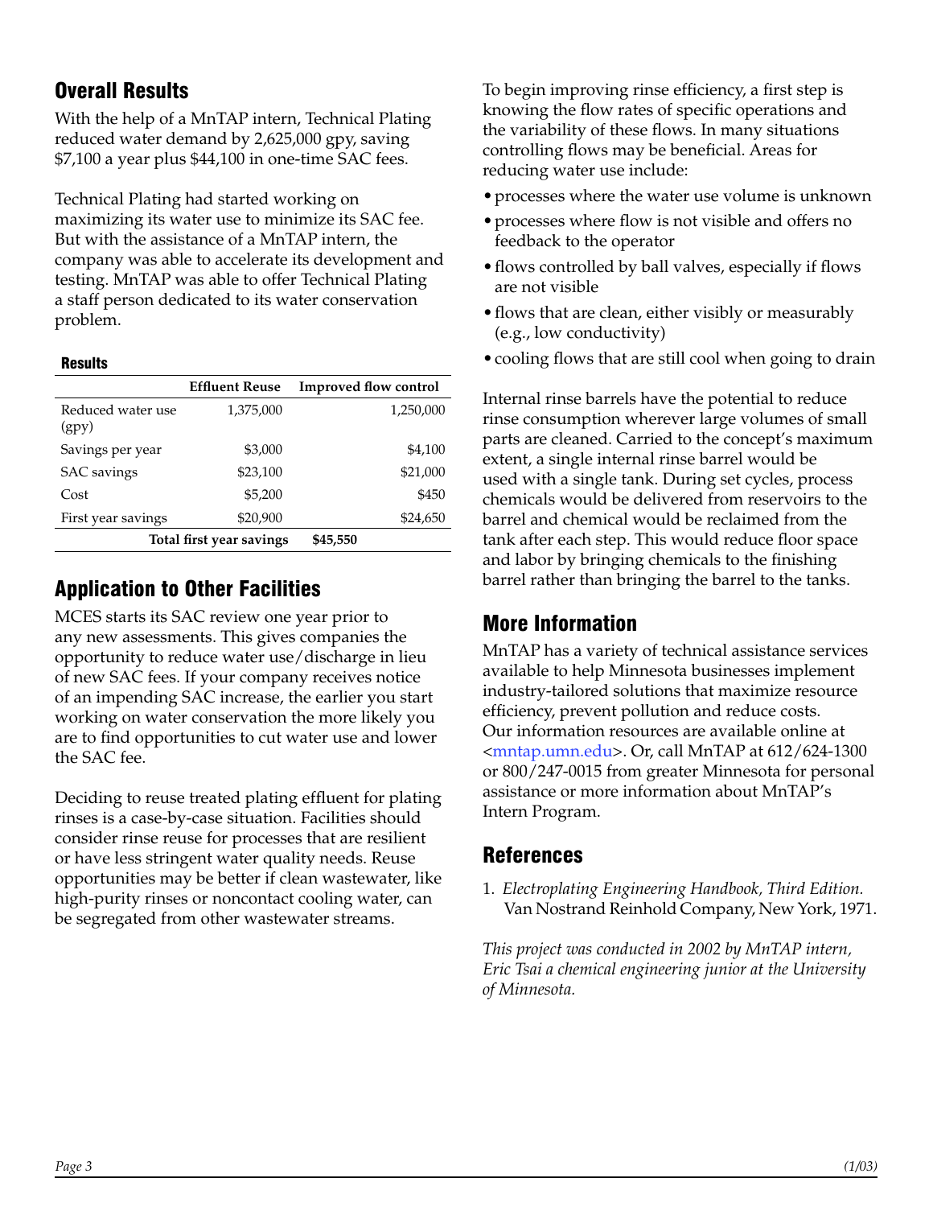## Overall Results

With the help of a MnTAP intern, Technical Plating reduced water demand by 2,625,000 gpy, saving $7,100 a year plus $44,100 in one-time SAC fees.

Technical Plating had started working on maximizing its water use to minimize its SAC fee. But with the assistance of a MnTAP intern, the company was able to accelerate its development and testing. MnTAP was able to offer Technical Plating a staff person dedicated to its water conservation problem.

**Results**

| | Effluent Reuse | Improved flow control |
|---|---|---|
| Reduced water use (gpy) | 1,375,000 | 1,250,000 |
| Savings per year | $3,000 | $4,100 |
| SAC savings | $23,100 | $21,000 |
| Cost | $5,200 | $450 |
| First year savings | $20,900 | $24,650 |
| **Total first year savings** | **$45,550** | |

## Application to Other Facilities

MCES starts its SAC review one year prior to any new assessments. This gives companies the opportunity to reduce water use/discharge in lieu of new SAC fees. If your company receives notice of an impending SAC increase, the earlier you start working on water conservation the more likely you are to find opportunities to cut water use and lower the SAC fee.

Deciding to reuse treated plating effluent for plating rinses is a case-by-case situation. Facilities should consider rinse reuse for processes that are resilient or have less stringent water quality needs. Reuse opportunities may be better if clean wastewater, like high-purity rinses or noncontact cooling water, can be segregated from other wastewater streams.

To begin improving rinse efficiency, a first step is knowing the flow rates of specific operations and the variability of these flows. In many situations controlling flows may be beneficial. Areas for reducing water use include:

- processes where the water use volume is unknown
- processes where flow is not visible and offers no feedback to the operator
- flows controlled by ball valves, especially if flows are not visible
- flows that are clean, either visibly or measurably (e.g., low conductivity)
- cooling flows that are still cool when going to drain

Internal rinse barrels have the potential to reduce rinse consumption wherever large volumes of small parts are cleaned. Carried to the concept's maximum extent, a single internal rinse barrel would be used with a single tank. During set cycles, process chemicals would be delivered from reservoirs to the barrel and chemical would be reclaimed from the tank after each step. This would reduce floor space and labor by bringing chemicals to the finishing barrel rather than bringing the barrel to the tanks.

## More Information

MnTAP has a variety of technical assistance services available to help Minnesota businesses implement industry-tailored solutions that maximize resource efficiency, prevent pollution and reduce costs. Our information resources are available online at <mntap.umn.edu>. Or, call MnTAP at 612/624-1300 or 800/247-0015 from greater Minnesota for personal assistance or more information about MnTAP's Intern Program.

## References

1. *Electroplating Engineering Handbook, Third Edition.* Van Nostrand Reinhold Company, New York, 1971.

*This project was conducted in 2002 by MnTAP intern, Eric Tsai a chemical engineering junior at the University of Minnesota.*